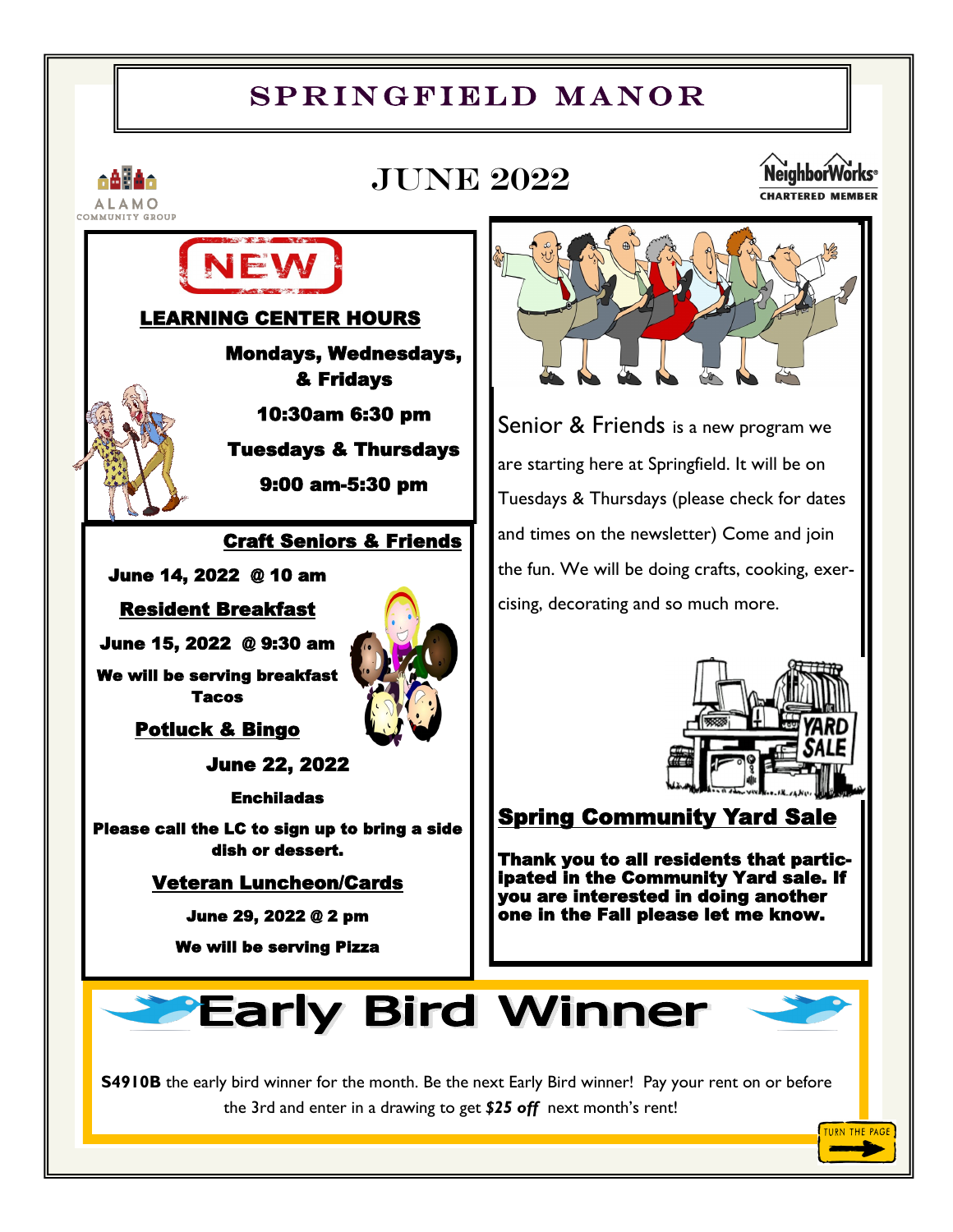# SPRINGFIELD MANOR

ALAMO COMMUNITY GROUP

## JUNE 2022

NeighborWorks® CHARTERED MEMBER

NEW

## LEARNING CENTER HOURS

**Mondays, Wednesdays, & Fridays**

**10:30am 6:30 pm**

**Tuesdays & Thursdays**

**9:00 am-5:30 pm**

### Craft Seniors & Friends

**June 14, 2022 @ 10 am**

### Resident Breakfast

**June 15, 2022 @ 9:30 am**

**We will be serving breakfast Tacos**

### Potluck & Bingo

**June 22, 2022**

**Enchiladas**

**Please call the LC to sign up to bring a side dish or dessert.**

### Veteran Luncheon/Cards

**June 29, 2022 @ 2 pm**

**We will be serving Pizza**

Senior & Friends is a new program we are starting here at Springfield. It will be on Tuesdays & Thursdays (please check for dates and times on the newsletter) Come and join the fun. We will be doing crafts, cooking, exercising, decorating and so much more.

### Spring Community Yard Sale

**Thank you to all residents that participated in the Community Yard sale. If you are interested in doing another one in the Fall please let me know.**

## Early Bird Winner

**S4910B** the early bird winner for the month. Be the next Early Bird winner! Pay your rent on or before the 3rd and enter in a drawing to get ***$25 off*** next month's rent!

TURN THE PAGE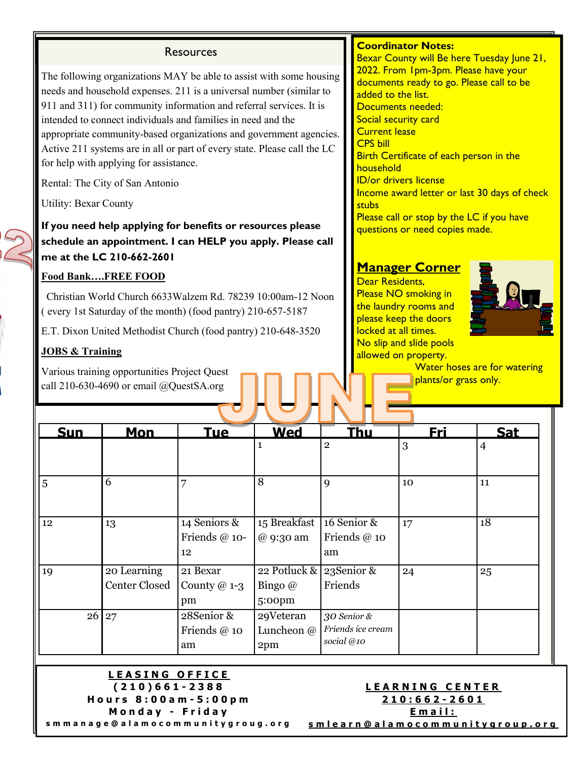## Resources

The following organizations MAY be able to assist with some housing needs and household expenses. 211 is a universal number (similar to 911 and 311) for community information and referral services. It is intended to connect individuals and families in need and the appropriate community-based organizations and government agencies. Active 211 systems are in all or part of every state. Please call the LC for help with applying for assistance.

Rental: The City of San Antonio

Utility: Bexar County

**If you need help applying for benefits or resources please schedule an appointment. I can HELP you apply. Please call me at the LC 210-662-2601**

**Food Bank….FREE FOOD**

Christian World Church 6633Walzem Rd. 78239 10:00am-12 Noon ( every 1st Saturday of the month) (food pantry) 210-657-5187

E.T. Dixon United Methodist Church (food pantry) 210-648-3520

**JOBS & Training**

Various training opportunities Project Quest call 210-630-4690 or email @QuestSA.org

**Coordinator Notes:**

Bexar County will Be here Tuesday June 21, 2022. From 1pm-3pm. Please have your documents ready to go. Please call to be added to the list.

Documents needed:
Social security card
Current lease
CPS bill
Birth Certificate of each person in the household
ID/or drivers license
Income award letter or last 30 days of check stubs

Please call or stop by the LC if you have questions or need copies made.

## Manager Corner

Dear Residents,
Please NO smoking in the laundry rooms and please keep the doors locked at all times.
No slip and slide pools allowed on property.
Water hoses are for watering plants/or grass only.

# JUNE

| Sun | Mon | Tue | Wed | Thu | Fri | Sat |
|---|---|---|---|---|---|---|
| | | | 1 | 2 | 3 | 4 |
| 5 | 6 | 7 | 8 | 9 | 10 | 11 |
| 12 | 13 | 14 Seniors & Friends @ 10-12 | 15 Breakfast @ 9:30 am | 16 Senior & Friends @ 10 am | 17 | 18 |
| 19 | 20 Learning Center Closed | 21 Bexar County @ 1-3 pm | 22 Potluck & Bingo @ 5:00pm | 23Senior & Friends | 24 | 25 |
| 26 | 27 | 28Senior & Friends @ 10 am | 29Veteran Luncheon @ 2pm | *30 Senior & Friends ice cream social @10* | | |

**LEASING OFFICE**
**(210)661-2388**
**Hours 8:00am-5:00pm**
**Monday - Friday**
**smmanage@alamocommunitygroug.org**

**LEARNING CENTER**
**210:662-2601**
**Email:**
**smlearn@alamocommunitygroup.org**